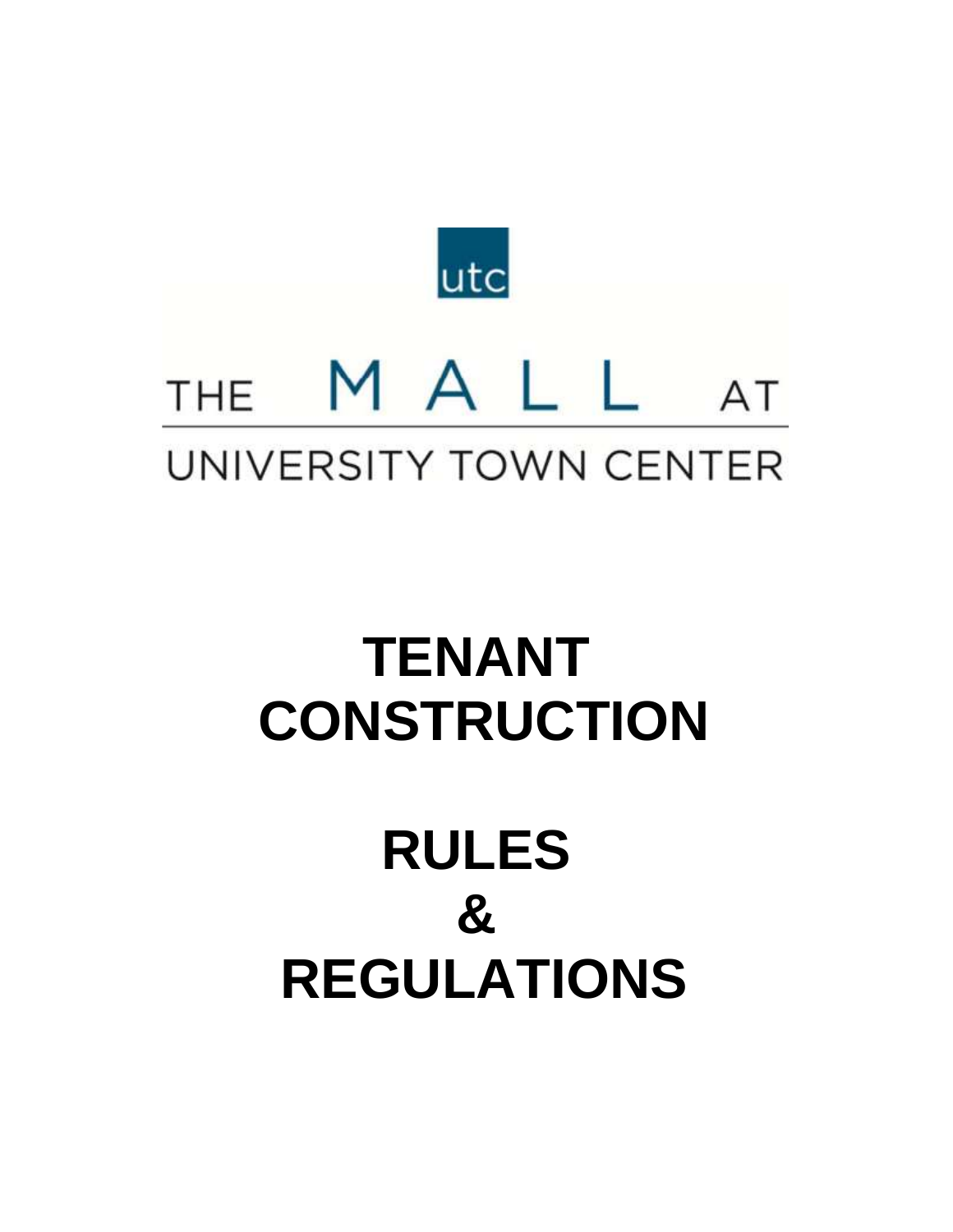utc

THE MALL AT

UNIVERSITY TOWN CENTER

# TENANT CONSTRUCTION

# RULES & REGULATIONS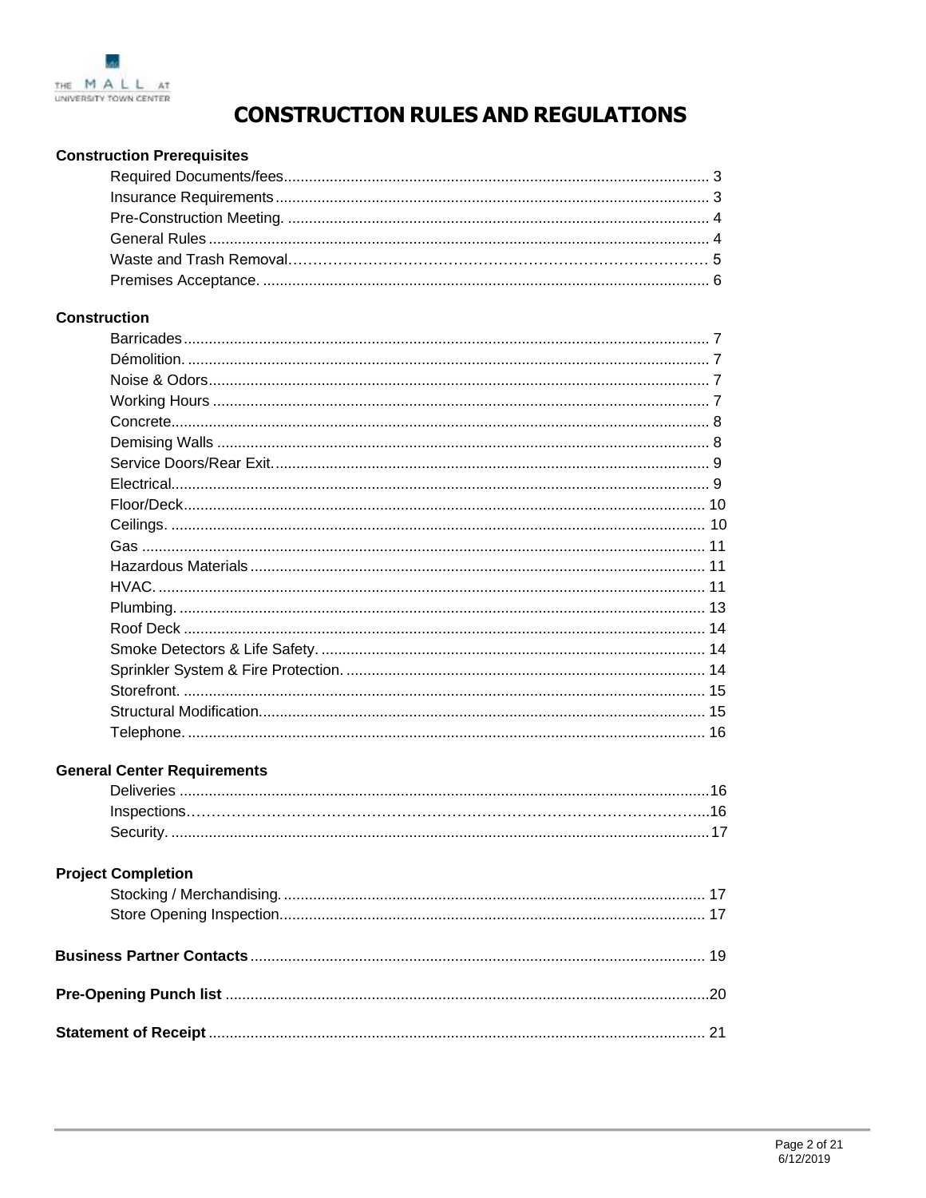# CONSTRUCTION RULES AND REGULATIONS

**Construction Prerequisites**

- Required Documents/fees.......... 3
- Insurance Requirements.......... 3
- Pre-Construction Meeting. .......... 4
- General Rules .......... 4
- Waste and Trash Removal.......... 5
- Premises Acceptance. .......... 6

**Construction**

- Barricades.......... 7
- Démolition. .......... 7
- Noise & Odors.......... 7
- Working Hours .......... 7
- Concrete.......... 8
- Demising Walls .......... 8
- Service Doors/Rear Exit.......... 9
- Electrical.......... 9
- Floor/Deck.......... 10
- Ceilings. .......... 10
- Gas .......... 11
- Hazardous Materials.......... 11
- HVAC. .......... 11
- Plumbing. .......... 13
- Roof Deck .......... 14
- Smoke Detectors & Life Safety. .......... 14
- Sprinkler System & Fire Protection. .......... 14
- Storefront. .......... 15
- Structural Modification.......... 15
- Telephone. .......... 16

**General Center Requirements**

- Deliveries .......... 16
- Inspections.......... 16
- Security. .......... 17

**Project Completion**

- Stocking / Merchandising. .......... 17
- Store Opening Inspection.......... 17

**Business Partner Contacts** .......... 19

**Pre-Opening Punch list** .......... 20

**Statement of Receipt** .......... 21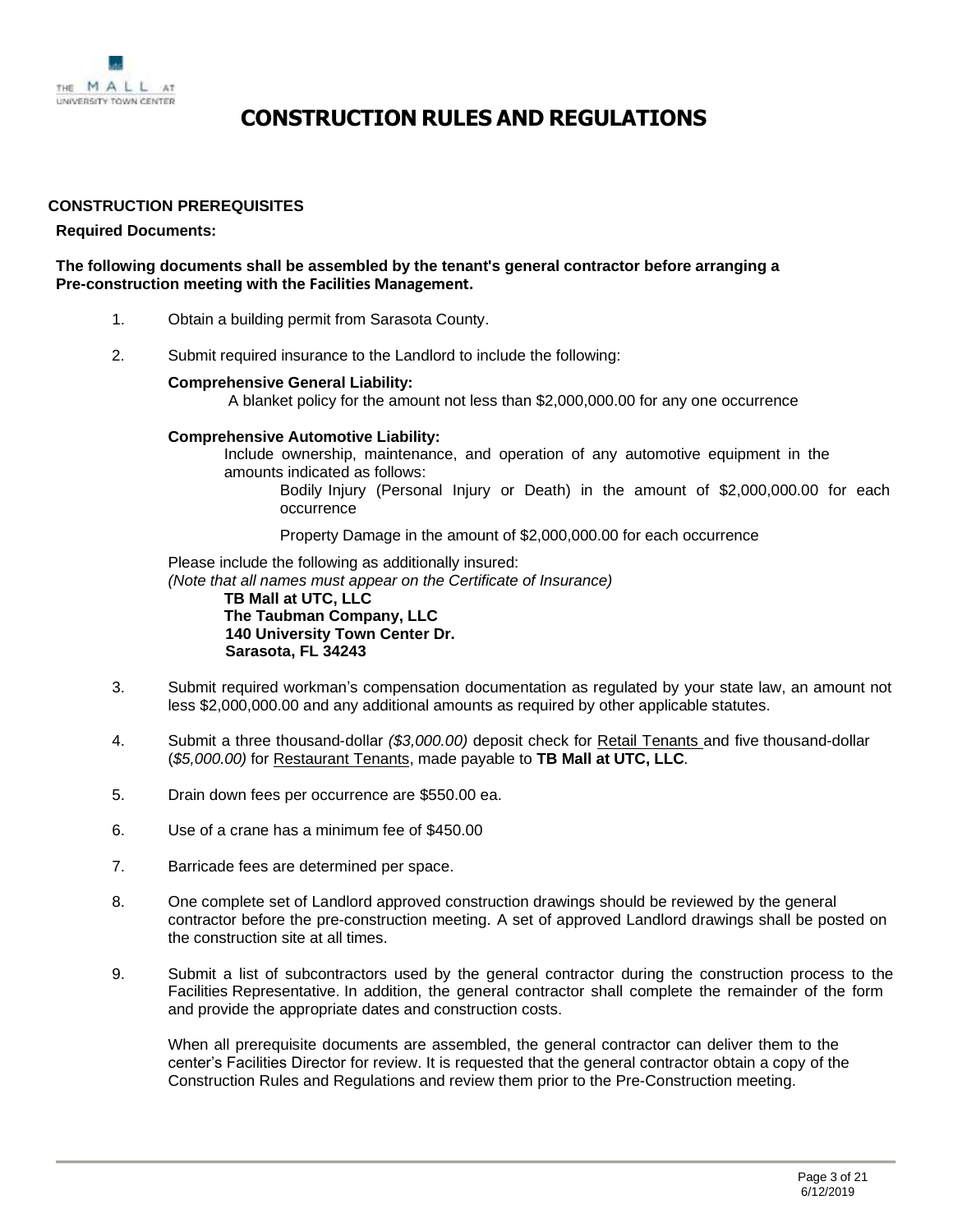# CONSTRUCTION RULES AND REGULATIONS

## CONSTRUCTION PREREQUISITES

**Required Documents:**

**The following documents shall be assembled by the tenant's general contractor before arranging a Pre-construction meeting with the Facilities Management.**

1. Obtain a building permit from Sarasota County.

2. Submit required insurance to the Landlord to include the following:

   **Comprehensive General Liability:**
   A blanket policy for the amount not less than $2,000,000.00 for any one occurrence

   **Comprehensive Automotive Liability:**
   Include ownership, maintenance, and operation of any automotive equipment in the amounts indicated as follows:

   Bodily Injury (Personal Injury or Death) in the amount of $2,000,000.00 for each occurrence

   Property Damage in the amount of $2,000,000.00 for each occurrence

   Please include the following as additionally insured:
   *(Note that all names must appear on the Certificate of Insurance)*
   **TB Mall at UTC, LLC**
   **The Taubman Company, LLC**
   **140 University Town Center Dr.**
   **Sarasota, FL 34243**

3. Submit required workman's compensation documentation as regulated by your state law, an amount not less $2,000,000.00 and any additional amounts as required by other applicable statutes.

4. Submit a three thousand-dollar *($3,000.00)* deposit check for Retail Tenants and five thousand-dollar (*$5,000.00)* for Restaurant Tenants, made payable to **TB Mall at UTC, LLC**.

5. Drain down fees per occurrence are $550.00 ea.

6. Use of a crane has a minimum fee of $450.00

7. Barricade fees are determined per space.

8. One complete set of Landlord approved construction drawings should be reviewed by the general contractor before the pre-construction meeting. A set of approved Landlord drawings shall be posted on the construction site at all times.

9. Submit a list of subcontractors used by the general contractor during the construction process to the Facilities Representative. In addition, the general contractor shall complete the remainder of the form and provide the appropriate dates and construction costs.

   When all prerequisite documents are assembled, the general contractor can deliver them to the center's Facilities Director for review. It is requested that the general contractor obtain a copy of the Construction Rules and Regulations and review them prior to the Pre-Construction meeting.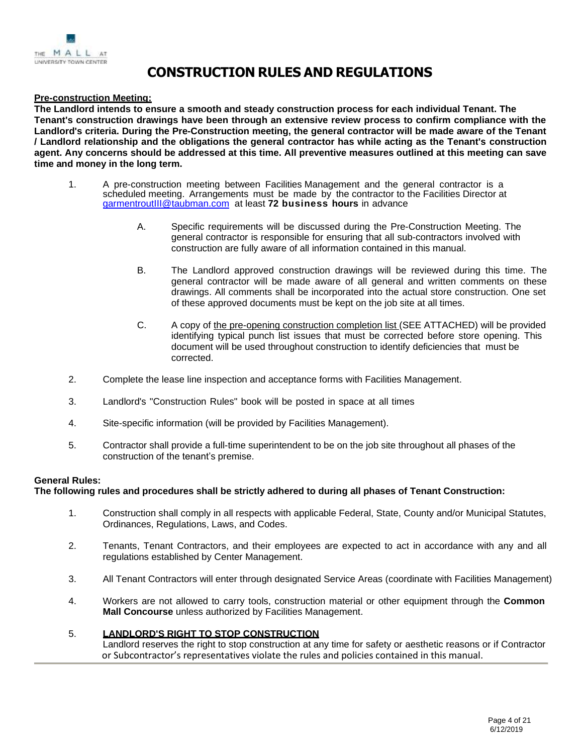# CONSTRUCTION RULES AND REGULATIONS

**Pre-construction Meeting:**

**The Landlord intends to ensure a smooth and steady construction process for each individual Tenant. The Tenant's construction drawings have been through an extensive review process to confirm compliance with the Landlord's criteria. During the Pre-Construction meeting, the general contractor will be made aware of the Tenant / Landlord relationship and the obligations the general contractor has while acting as the Tenant's construction agent. Any concerns should be addressed at this time. All preventive measures outlined at this meeting can save time and money in the long term.**

1. A pre-construction meeting between Facilities Management and the general contractor is a scheduled meeting. Arrangements must be made by the contractor to the Facilities Director at garmentroutIII@taubman.com at least **72 business hours** in advance

   A. Specific requirements will be discussed during the Pre-Construction Meeting. The general contractor is responsible for ensuring that all sub-contractors involved with construction are fully aware of all information contained in this manual.

   B. The Landlord approved construction drawings will be reviewed during this time. The general contractor will be made aware of all general and written comments on these drawings. All comments shall be incorporated into the actual store construction. One set of these approved documents must be kept on the job site at all times.

   C. A copy of the pre-opening construction completion list (SEE ATTACHED) will be provided identifying typical punch list issues that must be corrected before store opening. This document will be used throughout construction to identify deficiencies that must be corrected.

2. Complete the lease line inspection and acceptance forms with Facilities Management.

3. Landlord's "Construction Rules" book will be posted in space at all times

4. Site-specific information (will be provided by Facilities Management).

5. Contractor shall provide a full-time superintendent to be on the job site throughout all phases of the construction of the tenant's premise.

**General Rules:**

**The following rules and procedures shall be strictly adhered to during all phases of Tenant Construction:**

1. Construction shall comply in all respects with applicable Federal, State, County and/or Municipal Statutes, Ordinances, Regulations, Laws, and Codes.

2. Tenants, Tenant Contractors, and their employees are expected to act in accordance with any and all regulations established by Center Management.

3. All Tenant Contractors will enter through designated Service Areas (coordinate with Facilities Management)

4. Workers are not allowed to carry tools, construction material or other equipment through the **Common Mall Concourse** unless authorized by Facilities Management.

5. **LANDLORD'S RIGHT TO STOP CONSTRUCTION**
   Landlord reserves the right to stop construction at any time for safety or aesthetic reasons or if Contractor or Subcontractor's representatives violate the rules and policies contained in this manual.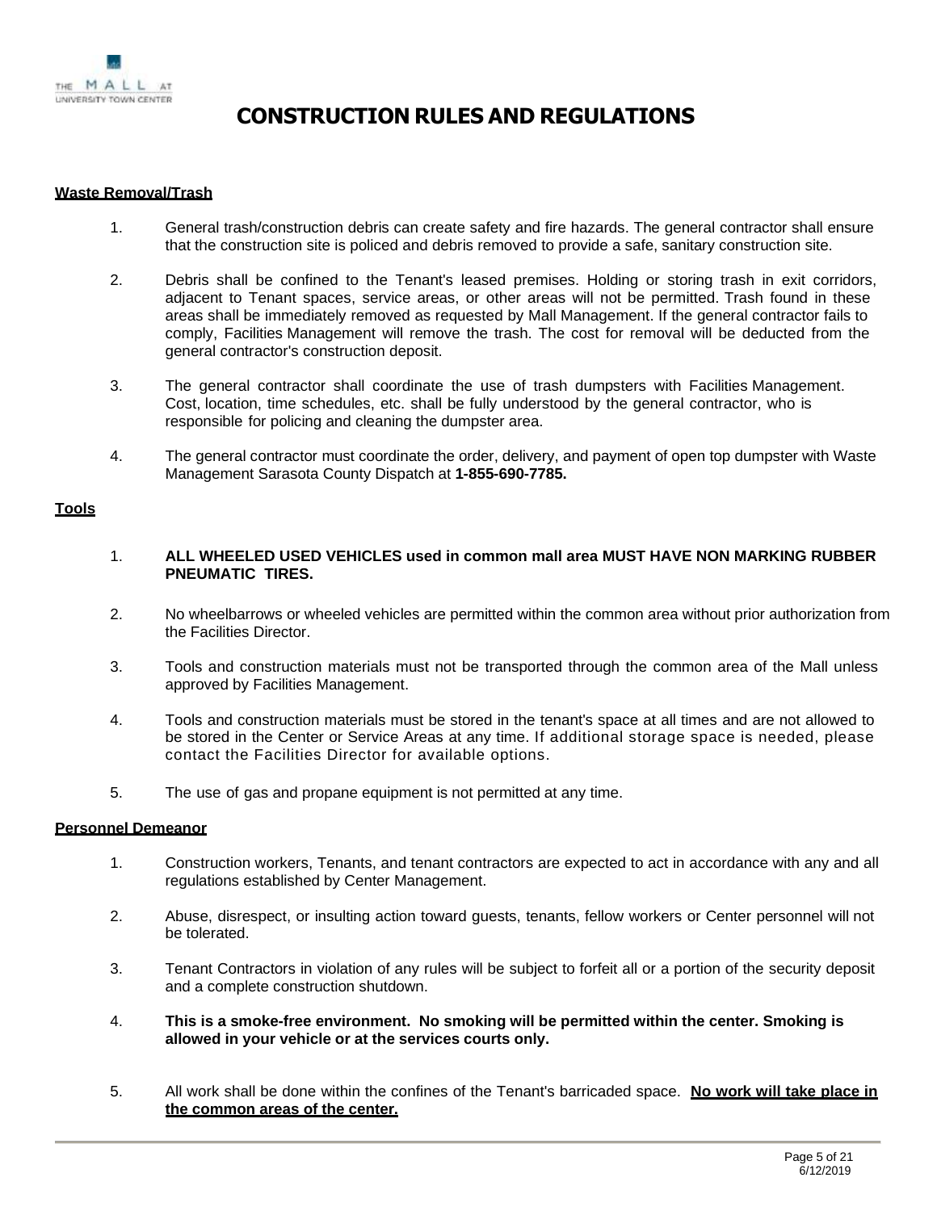# CONSTRUCTION RULES AND REGULATIONS

**Waste Removal/Trash**

1. General trash/construction debris can create safety and fire hazards. The general contractor shall ensure that the construction site is policed and debris removed to provide a safe, sanitary construction site.
2. Debris shall be confined to the Tenant's leased premises. Holding or storing trash in exit corridors, adjacent to Tenant spaces, service areas, or other areas will not be permitted. Trash found in these areas shall be immediately removed as requested by Mall Management. If the general contractor fails to comply, Facilities Management will remove the trash. The cost for removal will be deducted from the general contractor's construction deposit.
3. The general contractor shall coordinate the use of trash dumpsters with Facilities Management. Cost, location, time schedules, etc. shall be fully understood by the general contractor, who is responsible for policing and cleaning the dumpster area.
4. The general contractor must coordinate the order, delivery, and payment of open top dumpster with Waste Management Sarasota County Dispatch at **1-855-690-7785.**

**Tools**

1. **ALL WHEELED USED VEHICLES used in common mall area MUST HAVE NON MARKING RUBBER PNEUMATIC TIRES.**
2. No wheelbarrows or wheeled vehicles are permitted within the common area without prior authorization from the Facilities Director.
3. Tools and construction materials must not be transported through the common area of the Mall unless approved by Facilities Management.
4. Tools and construction materials must be stored in the tenant's space at all times and are not allowed to be stored in the Center or Service Areas at any time. If additional storage space is needed, please contact the Facilities Director for available options.
5. The use of gas and propane equipment is not permitted at any time.

**Personnel Demeanor**

1. Construction workers, Tenants, and tenant contractors are expected to act in accordance with any and all regulations established by Center Management.
2. Abuse, disrespect, or insulting action toward guests, tenants, fellow workers or Center personnel will not be tolerated.
3. Tenant Contractors in violation of any rules will be subject to forfeit all or a portion of the security deposit and a complete construction shutdown.
4. **This is a smoke-free environment. No smoking will be permitted within the center. Smoking is allowed in your vehicle or at the services courts only.**
5. All work shall be done within the confines of the Tenant's barricaded space. **No work will take place in the common areas of the center.**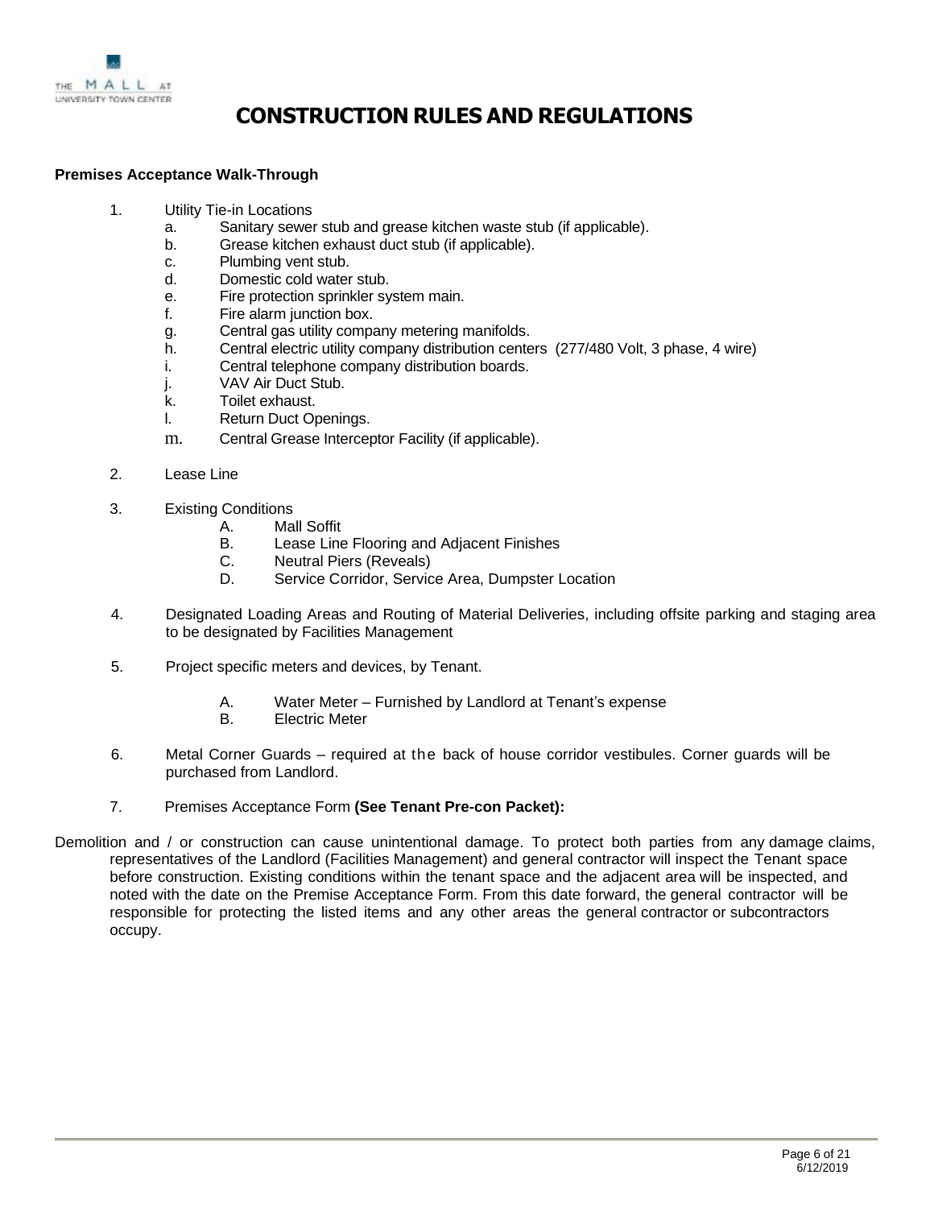# CONSTRUCTION RULES AND REGULATIONS

**Premises Acceptance Walk-Through**

1. Utility Tie-in Locations
   - a. Sanitary sewer stub and grease kitchen waste stub (if applicable).
   - b. Grease kitchen exhaust duct stub (if applicable).
   - c. Plumbing vent stub.
   - d. Domestic cold water stub.
   - e. Fire protection sprinkler system main.
   - f. Fire alarm junction box.
   - g. Central gas utility company metering manifolds.
   - h. Central electric utility company distribution centers (277/480 Volt, 3 phase, 4 wire)
   - i. Central telephone company distribution boards.
   - j. VAV Air Duct Stub.
   - k. Toilet exhaust.
   - l. Return Duct Openings.
   - m. Central Grease Interceptor Facility (if applicable).

2. Lease Line

3. Existing Conditions
   - A. Mall Soffit
   - B. Lease Line Flooring and Adjacent Finishes
   - C. Neutral Piers (Reveals)
   - D. Service Corridor, Service Area, Dumpster Location

4. Designated Loading Areas and Routing of Material Deliveries, including offsite parking and staging area to be designated by Facilities Management

5. Project specific meters and devices, by Tenant.
   - A. Water Meter – Furnished by Landlord at Tenant's expense
   - B. Electric Meter

6. Metal Corner Guards – required at the back of house corridor vestibules. Corner guards will be purchased from Landlord.

7. Premises Acceptance Form **(See Tenant Pre-con Packet):**

Demolition and / or construction can cause unintentional damage. To protect both parties from any damage claims, representatives of the Landlord (Facilities Management) and general contractor will inspect the Tenant space before construction. Existing conditions within the tenant space and the adjacent area will be inspected, and noted with the date on the Premise Acceptance Form. From this date forward, the general contractor will be responsible for protecting the listed items and any other areas the general contractor or subcontractors occupy.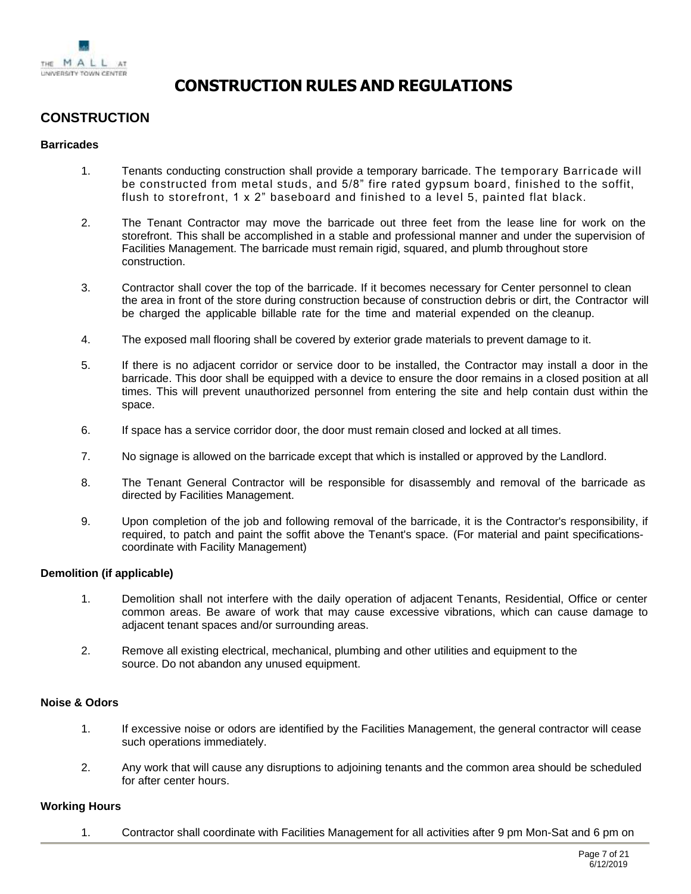# CONSTRUCTION RULES AND REGULATIONS

## CONSTRUCTION

### Barricades

1. Tenants conducting construction shall provide a temporary barricade. The temporary Barricade will be constructed from metal studs, and 5/8" fire rated gypsum board, finished to the soffit, flush to storefront, 1 x 2" baseboard and finished to a level 5, painted flat black.

2. The Tenant Contractor may move the barricade out three feet from the lease line for work on the storefront. This shall be accomplished in a stable and professional manner and under the supervision of Facilities Management. The barricade must remain rigid, squared, and plumb throughout store construction.

3. Contractor shall cover the top of the barricade. If it becomes necessary for Center personnel to clean the area in front of the store during construction because of construction debris or dirt, the Contractor will be charged the applicable billable rate for the time and material expended on the cleanup.

4. The exposed mall flooring shall be covered by exterior grade materials to prevent damage to it.

5. If there is no adjacent corridor or service door to be installed, the Contractor may install a door in the barricade. This door shall be equipped with a device to ensure the door remains in a closed position at all times. This will prevent unauthorized personnel from entering the site and help contain dust within the space.

6. If space has a service corridor door, the door must remain closed and locked at all times.

7. No signage is allowed on the barricade except that which is installed or approved by the Landlord.

8. The Tenant General Contractor will be responsible for disassembly and removal of the barricade as directed by Facilities Management.

9. Upon completion of the job and following removal of the barricade, it is the Contractor's responsibility, if required, to patch and paint the soffit above the Tenant's space. (For material and paint specifications-coordinate with Facility Management)

### Demolition (if applicable)

1. Demolition shall not interfere with the daily operation of adjacent Tenants, Residential, Office or center common areas. Be aware of work that may cause excessive vibrations, which can cause damage to adjacent tenant spaces and/or surrounding areas.

2. Remove all existing electrical, mechanical, plumbing and other utilities and equipment to the source. Do not abandon any unused equipment.

### Noise & Odors

1. If excessive noise or odors are identified by the Facilities Management, the general contractor will cease such operations immediately.

2. Any work that will cause any disruptions to adjoining tenants and the common area should be scheduled for after center hours.

### Working Hours

1. Contractor shall coordinate with Facilities Management for all activities after 9 pm Mon-Sat and 6 pm on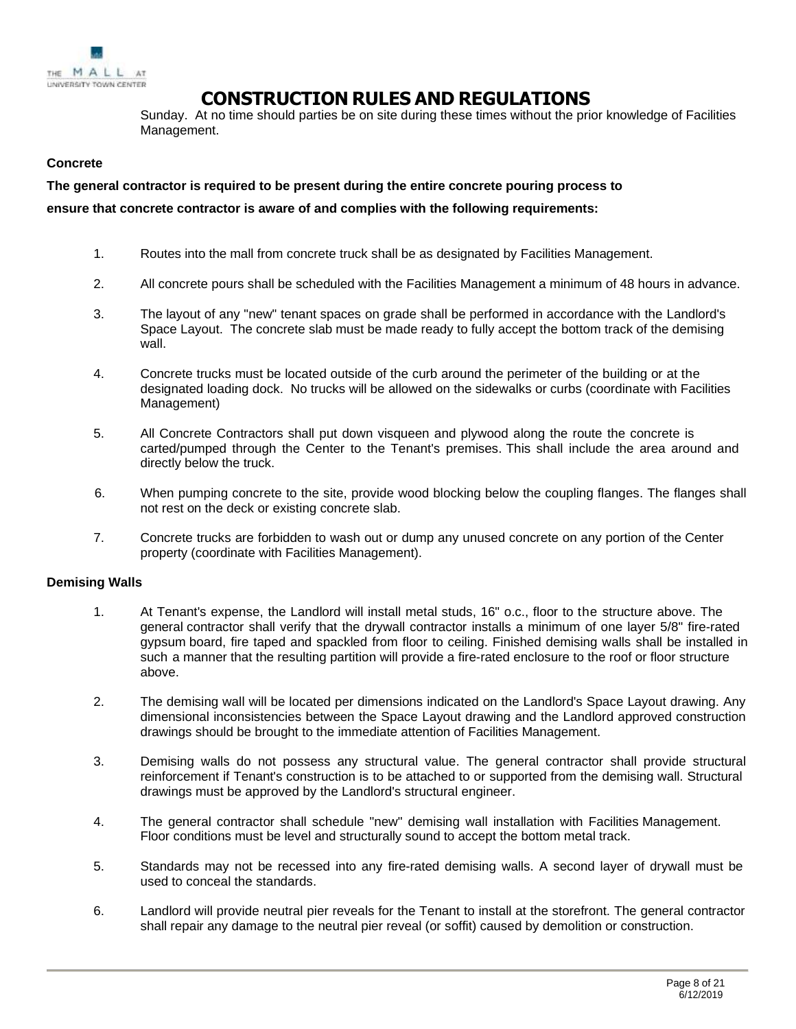Sunday. At no time should parties be on site during these times without the prior knowledge of Facilities Management.

**Concrete**

**The general contractor is required to be present during the entire concrete pouring process to ensure that concrete contractor is aware of and complies with the following requirements:**

1. Routes into the mall from concrete truck shall be as designated by Facilities Management.
2. All concrete pours shall be scheduled with the Facilities Management a minimum of 48 hours in advance.
3. The layout of any "new" tenant spaces on grade shall be performed in accordance with the Landlord's Space Layout. The concrete slab must be made ready to fully accept the bottom track of the demising wall.
4. Concrete trucks must be located outside of the curb around the perimeter of the building or at the designated loading dock. No trucks will be allowed on the sidewalks or curbs (coordinate with Facilities Management)
5. All Concrete Contractors shall put down visqueen and plywood along the route the concrete is carted/pumped through the Center to the Tenant's premises. This shall include the area around and directly below the truck.
6. When pumping concrete to the site, provide wood blocking below the coupling flanges. The flanges shall not rest on the deck or existing concrete slab.
7. Concrete trucks are forbidden to wash out or dump any unused concrete on any portion of the Center property (coordinate with Facilities Management).

**Demising Walls**

1. At Tenant's expense, the Landlord will install metal studs, 16" o.c., floor to the structure above. The general contractor shall verify that the drywall contractor installs a minimum of one layer 5/8" fire-rated gypsum board, fire taped and spackled from floor to ceiling. Finished demising walls shall be installed in such a manner that the resulting partition will provide a fire-rated enclosure to the roof or floor structure above.
2. The demising wall will be located per dimensions indicated on the Landlord's Space Layout drawing. Any dimensional inconsistencies between the Space Layout drawing and the Landlord approved construction drawings should be brought to the immediate attention of Facilities Management.
3. Demising walls do not possess any structural value. The general contractor shall provide structural reinforcement if Tenant's construction is to be attached to or supported from the demising wall. Structural drawings must be approved by the Landlord's structural engineer.
4. The general contractor shall schedule "new" demising wall installation with Facilities Management. Floor conditions must be level and structurally sound to accept the bottom metal track.
5. Standards may not be recessed into any fire-rated demising walls. A second layer of drywall must be used to conceal the standards.
6. Landlord will provide neutral pier reveals for the Tenant to install at the storefront. The general contractor shall repair any damage to the neutral pier reveal (or soffit) caused by demolition or construction.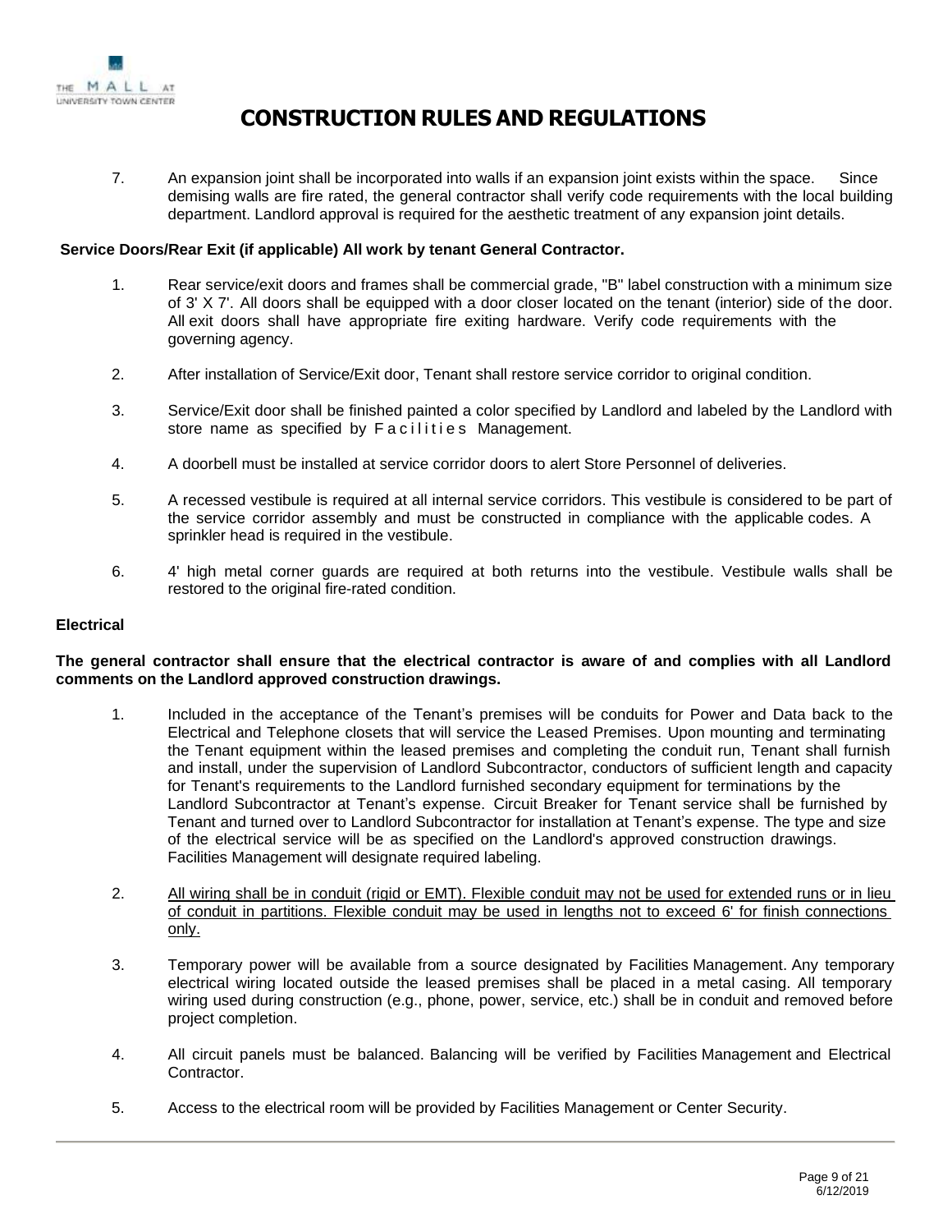# CONSTRUCTION RULES AND REGULATIONS

7. An expansion joint shall be incorporated into walls if an expansion joint exists within the space. Since demising walls are fire rated, the general contractor shall verify code requirements with the local building department. Landlord approval is required for the aesthetic treatment of any expansion joint details.

**Service Doors/Rear Exit (if applicable) All work by tenant General Contractor.**

1. Rear service/exit doors and frames shall be commercial grade, "B" label construction with a minimum size of 3' X 7'. All doors shall be equipped with a door closer located on the tenant (interior) side of the door. All exit doors shall have appropriate fire exiting hardware. Verify code requirements with the governing agency.

2. After installation of Service/Exit door, Tenant shall restore service corridor to original condition.

3. Service/Exit door shall be finished painted a color specified by Landlord and labeled by the Landlord with store name as specified by Facilities Management.

4. A doorbell must be installed at service corridor doors to alert Store Personnel of deliveries.

5. A recessed vestibule is required at all internal service corridors. This vestibule is considered to be part of the service corridor assembly and must be constructed in compliance with the applicable codes. A sprinkler head is required in the vestibule.

6. 4' high metal corner guards are required at both returns into the vestibule. Vestibule walls shall be restored to the original fire-rated condition.

**Electrical**

**The general contractor shall ensure that the electrical contractor is aware of and complies with all Landlord comments on the Landlord approved construction drawings.**

1. Included in the acceptance of the Tenant's premises will be conduits for Power and Data back to the Electrical and Telephone closets that will service the Leased Premises. Upon mounting and terminating the Tenant equipment within the leased premises and completing the conduit run, Tenant shall furnish and install, under the supervision of Landlord Subcontractor, conductors of sufficient length and capacity for Tenant's requirements to the Landlord furnished secondary equipment for terminations by the Landlord Subcontractor at Tenant's expense. Circuit Breaker for Tenant service shall be furnished by Tenant and turned over to Landlord Subcontractor for installation at Tenant's expense. The type and size of the electrical service will be as specified on the Landlord's approved construction drawings. Facilities Management will designate required labeling.

2. <u>All wiring shall be in conduit (rigid or EMT). Flexible conduit may not be used for extended runs or in lieu of conduit in partitions. Flexible conduit may be used in lengths not to exceed 6' for finish connections only.</u>

3. Temporary power will be available from a source designated by Facilities Management. Any temporary electrical wiring located outside the leased premises shall be placed in a metal casing. All temporary wiring used during construction (e.g., phone, power, service, etc.) shall be in conduit and removed before project completion.

4. All circuit panels must be balanced. Balancing will be verified by Facilities Management and Electrical Contractor.

5. Access to the electrical room will be provided by Facilities Management or Center Security.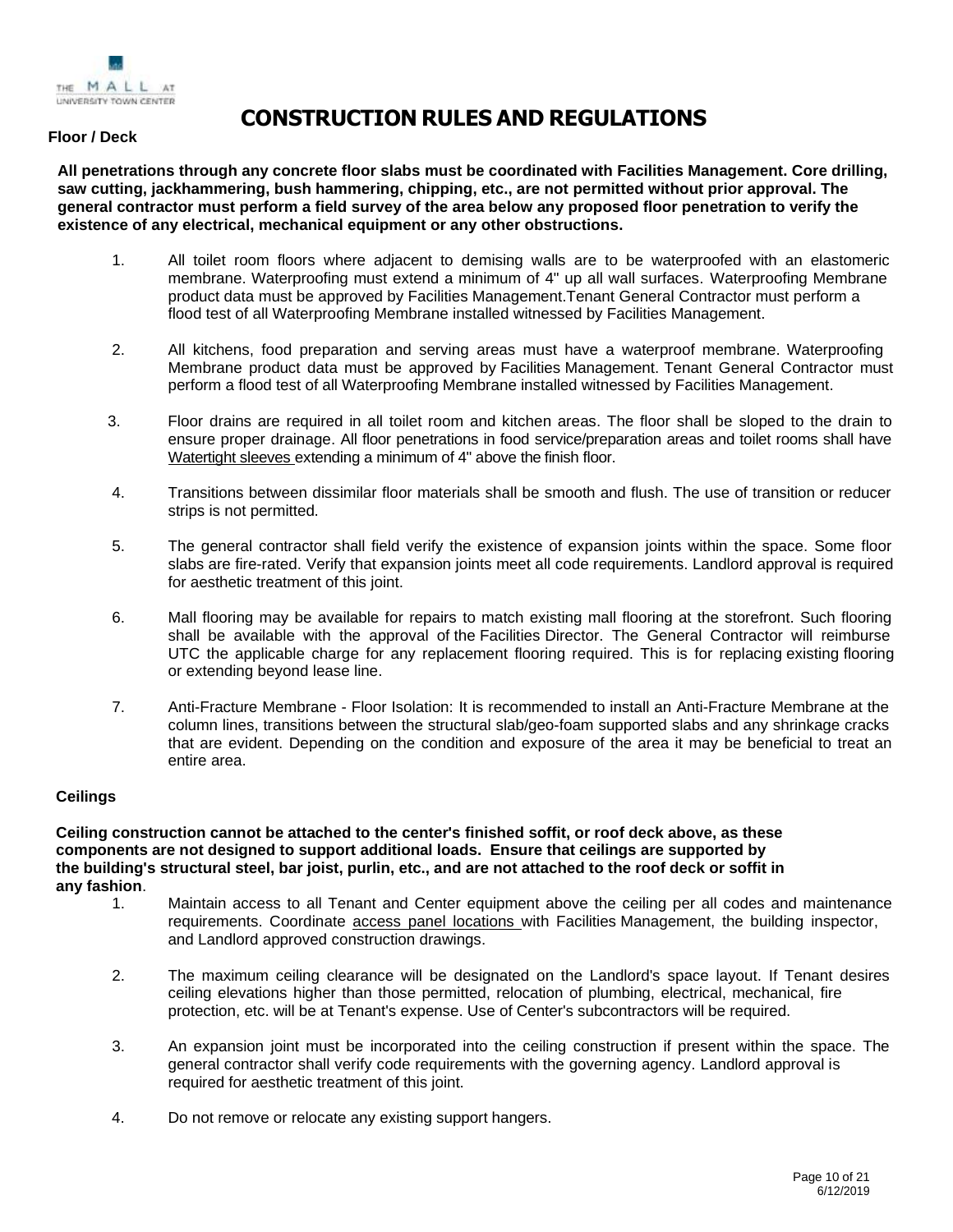# CONSTRUCTION RULES AND REGULATIONS

### Floor / Deck

**All penetrations through any concrete floor slabs must be coordinated with Facilities Management. Core drilling, saw cutting, jackhammering, bush hammering, chipping, etc., are not permitted without prior approval. The general contractor must perform a field survey of the area below any proposed floor penetration to verify the existence of any electrical, mechanical equipment or any other obstructions.**

1. All toilet room floors where adjacent to demising walls are to be waterproofed with an elastomeric membrane. Waterproofing must extend a minimum of 4" up all wall surfaces. Waterproofing Membrane product data must be approved by Facilities Management.Tenant General Contractor must perform a flood test of all Waterproofing Membrane installed witnessed by Facilities Management.

2. All kitchens, food preparation and serving areas must have a waterproof membrane. Waterproofing Membrane product data must be approved by Facilities Management. Tenant General Contractor must perform a flood test of all Waterproofing Membrane installed witnessed by Facilities Management.

3. Floor drains are required in all toilet room and kitchen areas. The floor shall be sloped to the drain to ensure proper drainage. All floor penetrations in food service/preparation areas and toilet rooms shall have Watertight sleeves extending a minimum of 4" above the finish floor.

4. Transitions between dissimilar floor materials shall be smooth and flush. The use of transition or reducer strips is not permitted.

5. The general contractor shall field verify the existence of expansion joints within the space. Some floor slabs are fire-rated. Verify that expansion joints meet all code requirements. Landlord approval is required for aesthetic treatment of this joint.

6. Mall flooring may be available for repairs to match existing mall flooring at the storefront. Such flooring shall be available with the approval of the Facilities Director. The General Contractor will reimburse UTC the applicable charge for any replacement flooring required. This is for replacing existing flooring or extending beyond lease line.

7. Anti-Fracture Membrane - Floor Isolation: It is recommended to install an Anti-Fracture Membrane at the column lines, transitions between the structural slab/geo-foam supported slabs and any shrinkage cracks that are evident. Depending on the condition and exposure of the area it may be beneficial to treat an entire area.

### Ceilings

**Ceiling construction cannot be attached to the center's finished soffit, or roof deck above, as these components are not designed to support additional loads. Ensure that ceilings are supported by the building's structural steel, bar joist, purlin, etc., and are not attached to the roof deck or soffit in any fashion**.

1. Maintain access to all Tenant and Center equipment above the ceiling per all codes and maintenance requirements. Coordinate access panel locations with Facilities Management, the building inspector, and Landlord approved construction drawings.

2. The maximum ceiling clearance will be designated on the Landlord's space layout. If Tenant desires ceiling elevations higher than those permitted, relocation of plumbing, electrical, mechanical, fire protection, etc. will be at Tenant's expense. Use of Center's subcontractors will be required.

3. An expansion joint must be incorporated into the ceiling construction if present within the space. The general contractor shall verify code requirements with the governing agency. Landlord approval is required for aesthetic treatment of this joint.

4. Do not remove or relocate any existing support hangers.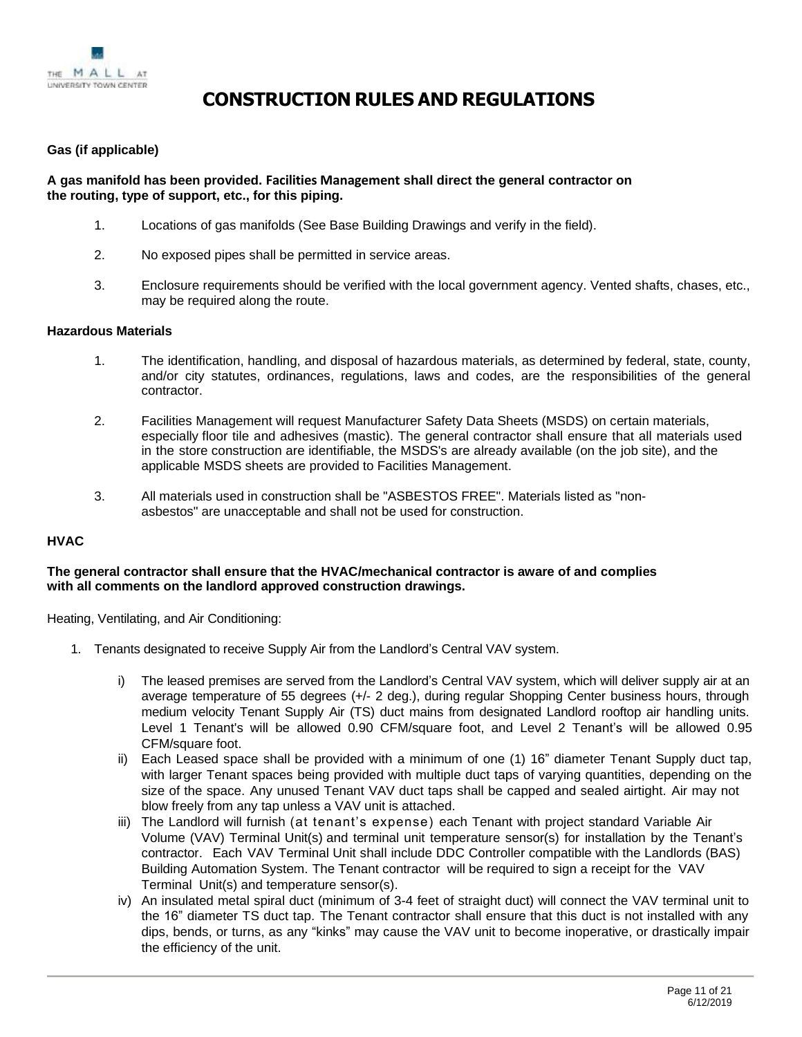# CONSTRUCTION RULES AND REGULATIONS

**Gas (if applicable)**

**A gas manifold has been provided. Facilities Management shall direct the general contractor on the routing, type of support, etc., for this piping.**

1. Locations of gas manifolds (See Base Building Drawings and verify in the field).
2. No exposed pipes shall be permitted in service areas.
3. Enclosure requirements should be verified with the local government agency. Vented shafts, chases, etc., may be required along the route.

**Hazardous Materials**

1. The identification, handling, and disposal of hazardous materials, as determined by federal, state, county, and/or city statutes, ordinances, regulations, laws and codes, are the responsibilities of the general contractor.
2. Facilities Management will request Manufacturer Safety Data Sheets (MSDS) on certain materials, especially floor tile and adhesives (mastic). The general contractor shall ensure that all materials used in the store construction are identifiable, the MSDS's are already available (on the job site), and the applicable MSDS sheets are provided to Facilities Management.
3. All materials used in construction shall be "ASBESTOS FREE". Materials listed as "non-asbestos" are unacceptable and shall not be used for construction.

**HVAC**

**The general contractor shall ensure that the HVAC/mechanical contractor is aware of and complies with all comments on the landlord approved construction drawings.**

Heating, Ventilating, and Air Conditioning:

1. Tenants designated to receive Supply Air from the Landlord's Central VAV system.
   - i) The leased premises are served from the Landlord's Central VAV system, which will deliver supply air at an average temperature of 55 degrees (+/- 2 deg.), during regular Shopping Center business hours, through medium velocity Tenant Supply Air (TS) duct mains from designated Landlord rooftop air handling units. Level 1 Tenant's will be allowed 0.90 CFM/square foot, and Level 2 Tenant's will be allowed 0.95 CFM/square foot.
   - ii) Each Leased space shall be provided with a minimum of one (1) 16" diameter Tenant Supply duct tap, with larger Tenant spaces being provided with multiple duct taps of varying quantities, depending on the size of the space. Any unused Tenant VAV duct taps shall be capped and sealed airtight. Air may not blow freely from any tap unless a VAV unit is attached.
   - iii) The Landlord will furnish (at tenant's expense) each Tenant with project standard Variable Air Volume (VAV) Terminal Unit(s) and terminal unit temperature sensor(s) for installation by the Tenant's contractor. Each VAV Terminal Unit shall include DDC Controller compatible with the Landlords (BAS) Building Automation System. The Tenant contractor will be required to sign a receipt for the VAV Terminal Unit(s) and temperature sensor(s).
   - iv) An insulated metal spiral duct (minimum of 3-4 feet of straight duct) will connect the VAV terminal unit to the 16" diameter TS duct tap. The Tenant contractor shall ensure that this duct is not installed with any dips, bends, or turns, as any "kinks" may cause the VAV unit to become inoperative, or drastically impair the efficiency of the unit.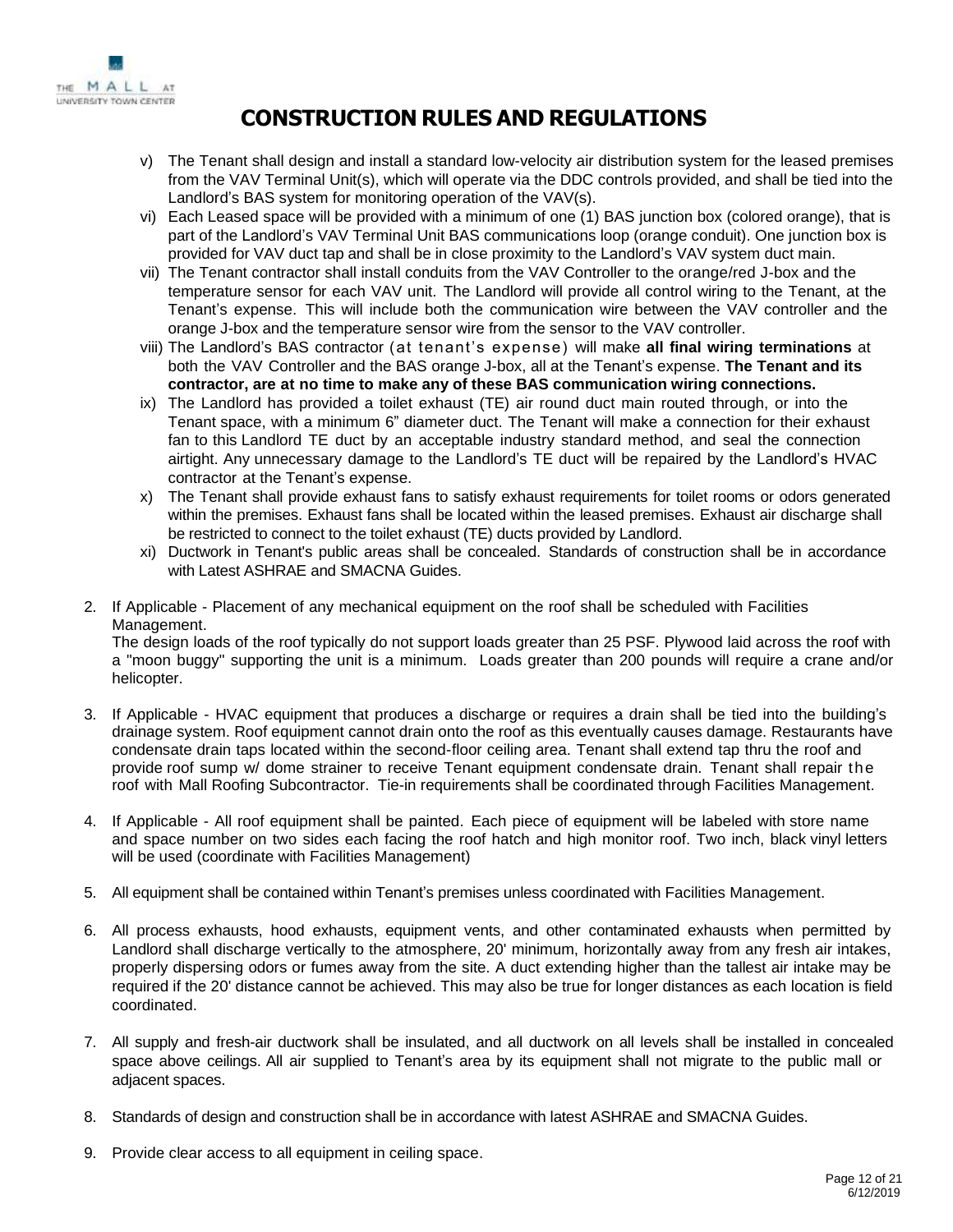# CONSTRUCTION RULES AND REGULATIONS

v) The Tenant shall design and install a standard low-velocity air distribution system for the leased premises from the VAV Terminal Unit(s), which will operate via the DDC controls provided, and shall be tied into the Landlord's BAS system for monitoring operation of the VAV(s).

vi) Each Leased space will be provided with a minimum of one (1) BAS junction box (colored orange), that is part of the Landlord's VAV Terminal Unit BAS communications loop (orange conduit). One junction box is provided for VAV duct tap and shall be in close proximity to the Landlord's VAV system duct main.

vii) The Tenant contractor shall install conduits from the VAV Controller to the orange/red J-box and the temperature sensor for each VAV unit. The Landlord will provide all control wiring to the Tenant, at the Tenant's expense. This will include both the communication wire between the VAV controller and the orange J-box and the temperature sensor wire from the sensor to the VAV controller.

viii) The Landlord's BAS contractor (at tenant's expense) will make **all final wiring terminations** at both the VAV Controller and the BAS orange J-box, all at the Tenant's expense. **The Tenant and its contractor, are at no time to make any of these BAS communication wiring connections.**

ix) The Landlord has provided a toilet exhaust (TE) air round duct main routed through, or into the Tenant space, with a minimum 6" diameter duct. The Tenant will make a connection for their exhaust fan to this Landlord TE duct by an acceptable industry standard method, and seal the connection airtight. Any unnecessary damage to the Landlord's TE duct will be repaired by the Landlord's HVAC contractor at the Tenant's expense.

x) The Tenant shall provide exhaust fans to satisfy exhaust requirements for toilet rooms or odors generated within the premises. Exhaust fans shall be located within the leased premises. Exhaust air discharge shall be restricted to connect to the toilet exhaust (TE) ducts provided by Landlord.

xi) Ductwork in Tenant's public areas shall be concealed. Standards of construction shall be in accordance with Latest ASHRAE and SMACNA Guides.

2. If Applicable - Placement of any mechanical equipment on the roof shall be scheduled with Facilities Management.
   The design loads of the roof typically do not support loads greater than 25 PSF. Plywood laid across the roof with a "moon buggy" supporting the unit is a minimum. Loads greater than 200 pounds will require a crane and/or helicopter.

3. If Applicable - HVAC equipment that produces a discharge or requires a drain shall be tied into the building's drainage system. Roof equipment cannot drain onto the roof as this eventually causes damage. Restaurants have condensate drain taps located within the second-floor ceiling area. Tenant shall extend tap thru the roof and provide roof sump w/ dome strainer to receive Tenant equipment condensate drain. Tenant shall repair the roof with Mall Roofing Subcontractor. Tie-in requirements shall be coordinated through Facilities Management.

4. If Applicable - All roof equipment shall be painted. Each piece of equipment will be labeled with store name and space number on two sides each facing the roof hatch and high monitor roof. Two inch, black vinyl letters will be used (coordinate with Facilities Management)

5. All equipment shall be contained within Tenant's premises unless coordinated with Facilities Management.

6. All process exhausts, hood exhausts, equipment vents, and other contaminated exhausts when permitted by Landlord shall discharge vertically to the atmosphere, 20' minimum, horizontally away from any fresh air intakes, properly dispersing odors or fumes away from the site. A duct extending higher than the tallest air intake may be required if the 20' distance cannot be achieved. This may also be true for longer distances as each location is field coordinated.

7. All supply and fresh-air ductwork shall be insulated, and all ductwork on all levels shall be installed in concealed space above ceilings. All air supplied to Tenant's area by its equipment shall not migrate to the public mall or adjacent spaces.

8. Standards of design and construction shall be in accordance with latest ASHRAE and SMACNA Guides.

9. Provide clear access to all equipment in ceiling space.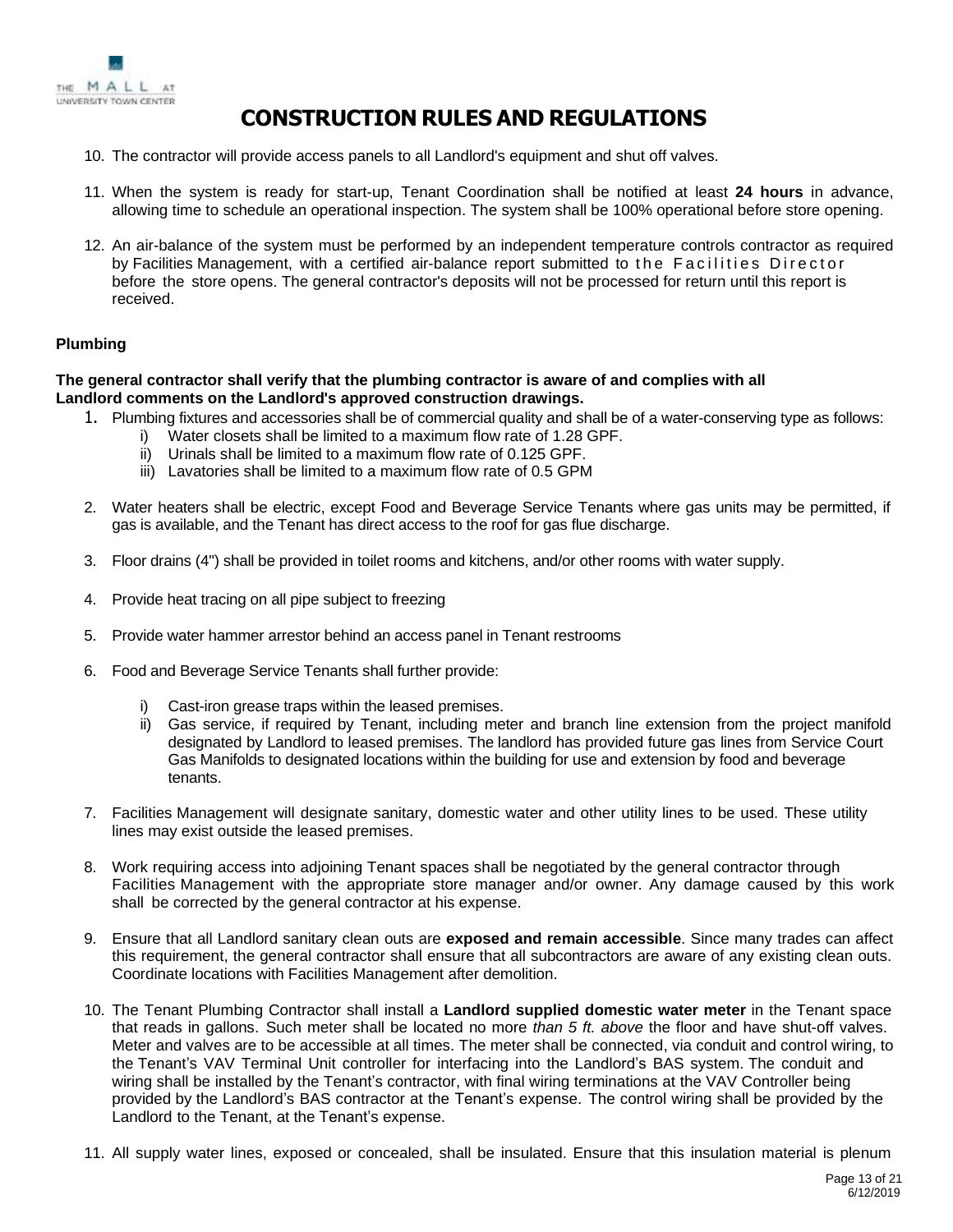# CONSTRUCTION RULES AND REGULATIONS

10. The contractor will provide access panels to all Landlord's equipment and shut off valves.

11. When the system is ready for start-up, Tenant Coordination shall be notified at least **24 hours** in advance, allowing time to schedule an operational inspection. The system shall be 100% operational before store opening.

12. An air-balance of the system must be performed by an independent temperature controls contractor as required by Facilities Management, with a certified air-balance report submitted to the Facilities Director before the store opens. The general contractor's deposits will not be processed for return until this report is received.

**Plumbing**

**The general contractor shall verify that the plumbing contractor is aware of and complies with all Landlord comments on the Landlord's approved construction drawings.**

1. Plumbing fixtures and accessories shall be of commercial quality and shall be of a water-conserving type as follows:
   i) Water closets shall be limited to a maximum flow rate of 1.28 GPF.
   ii) Urinals shall be limited to a maximum flow rate of 0.125 GPF.
   iii) Lavatories shall be limited to a maximum flow rate of 0.5 GPM

2. Water heaters shall be electric, except Food and Beverage Service Tenants where gas units may be permitted, if gas is available, and the Tenant has direct access to the roof for gas flue discharge.

3. Floor drains (4") shall be provided in toilet rooms and kitchens, and/or other rooms with water supply.

4. Provide heat tracing on all pipe subject to freezing

5. Provide water hammer arrestor behind an access panel in Tenant restrooms

6. Food and Beverage Service Tenants shall further provide:

   i) Cast-iron grease traps within the leased premises.
   ii) Gas service, if required by Tenant, including meter and branch line extension from the project manifold designated by Landlord to leased premises. The landlord has provided future gas lines from Service Court Gas Manifolds to designated locations within the building for use and extension by food and beverage tenants.

7. Facilities Management will designate sanitary, domestic water and other utility lines to be used. These utility lines may exist outside the leased premises.

8. Work requiring access into adjoining Tenant spaces shall be negotiated by the general contractor through Facilities Management with the appropriate store manager and/or owner. Any damage caused by this work shall be corrected by the general contractor at his expense.

9. Ensure that all Landlord sanitary clean outs are **exposed and remain accessible**. Since many trades can affect this requirement, the general contractor shall ensure that all subcontractors are aware of any existing clean outs. Coordinate locations with Facilities Management after demolition.

10. The Tenant Plumbing Contractor shall install a **Landlord supplied domestic water meter** in the Tenant space that reads in gallons. Such meter shall be located no more *than 5 ft. above* the floor and have shut-off valves. Meter and valves are to be accessible at all times. The meter shall be connected, via conduit and control wiring, to the Tenant's VAV Terminal Unit controller for interfacing into the Landlord's BAS system. The conduit and wiring shall be installed by the Tenant's contractor, with final wiring terminations at the VAV Controller being provided by the Landlord's BAS contractor at the Tenant's expense. The control wiring shall be provided by the Landlord to the Tenant, at the Tenant's expense.

11. All supply water lines, exposed or concealed, shall be insulated. Ensure that this insulation material is plenum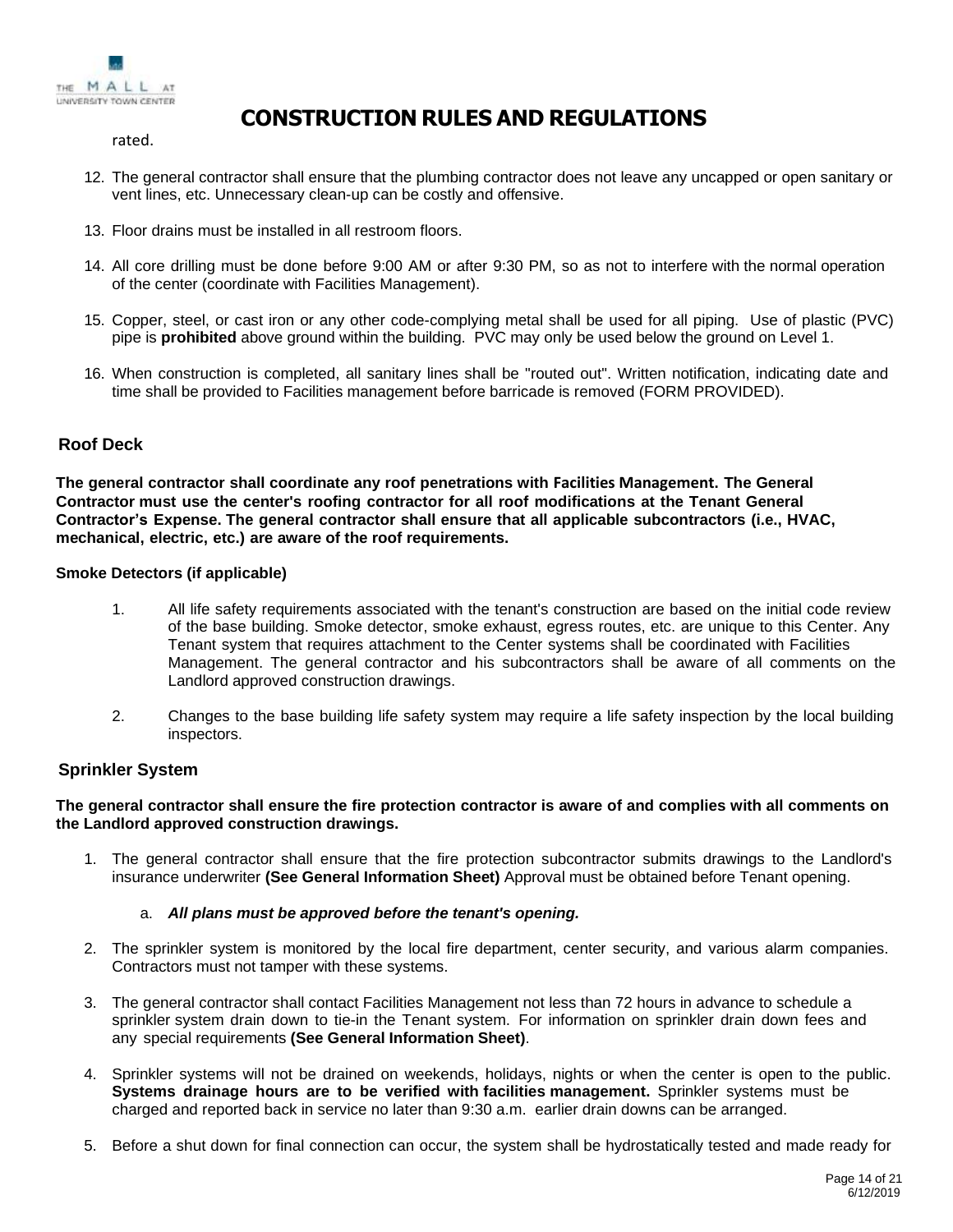rated.

12. The general contractor shall ensure that the plumbing contractor does not leave any uncapped or open sanitary or vent lines, etc. Unnecessary clean-up can be costly and offensive.

13. Floor drains must be installed in all restroom floors.

14. All core drilling must be done before 9:00 AM or after 9:30 PM, so as not to interfere with the normal operation of the center (coordinate with Facilities Management).

15. Copper, steel, or cast iron or any other code-complying metal shall be used for all piping. Use of plastic (PVC) pipe is **prohibited** above ground within the building. PVC may only be used below the ground on Level 1.

16. When construction is completed, all sanitary lines shall be "routed out". Written notification, indicating date and time shall be provided to Facilities management before barricade is removed (FORM PROVIDED).

## Roof Deck

**The general contractor shall coordinate any roof penetrations with Facilities Management. The General Contractor must use the center's roofing contractor for all roof modifications at the Tenant General Contractor's Expense. The general contractor shall ensure that all applicable subcontractors (i.e., HVAC, mechanical, electric, etc.) are aware of the roof requirements.**

**Smoke Detectors (if applicable)**

1. All life safety requirements associated with the tenant's construction are based on the initial code review of the base building. Smoke detector, smoke exhaust, egress routes, etc. are unique to this Center. Any Tenant system that requires attachment to the Center systems shall be coordinated with Facilities Management. The general contractor and his subcontractors shall be aware of all comments on the Landlord approved construction drawings.

2. Changes to the base building life safety system may require a life safety inspection by the local building inspectors.

## Sprinkler System

**The general contractor shall ensure the fire protection contractor is aware of and complies with all comments on the Landlord approved construction drawings.**

1. The general contractor shall ensure that the fire protection subcontractor submits drawings to the Landlord's insurance underwriter **(See General Information Sheet)** Approval must be obtained before Tenant opening.

   a. ***All plans must be approved before the tenant's opening.***

2. The sprinkler system is monitored by the local fire department, center security, and various alarm companies. Contractors must not tamper with these systems.

3. The general contractor shall contact Facilities Management not less than 72 hours in advance to schedule a sprinkler system drain down to tie-in the Tenant system. For information on sprinkler drain down fees and any special requirements **(See General Information Sheet)**.

4. Sprinkler systems will not be drained on weekends, holidays, nights or when the center is open to the public. **Systems drainage hours are to be verified with facilities management.** Sprinkler systems must be charged and reported back in service no later than 9:30 a.m. earlier drain downs can be arranged.

5. Before a shut down for final connection can occur, the system shall be hydrostatically tested and made ready for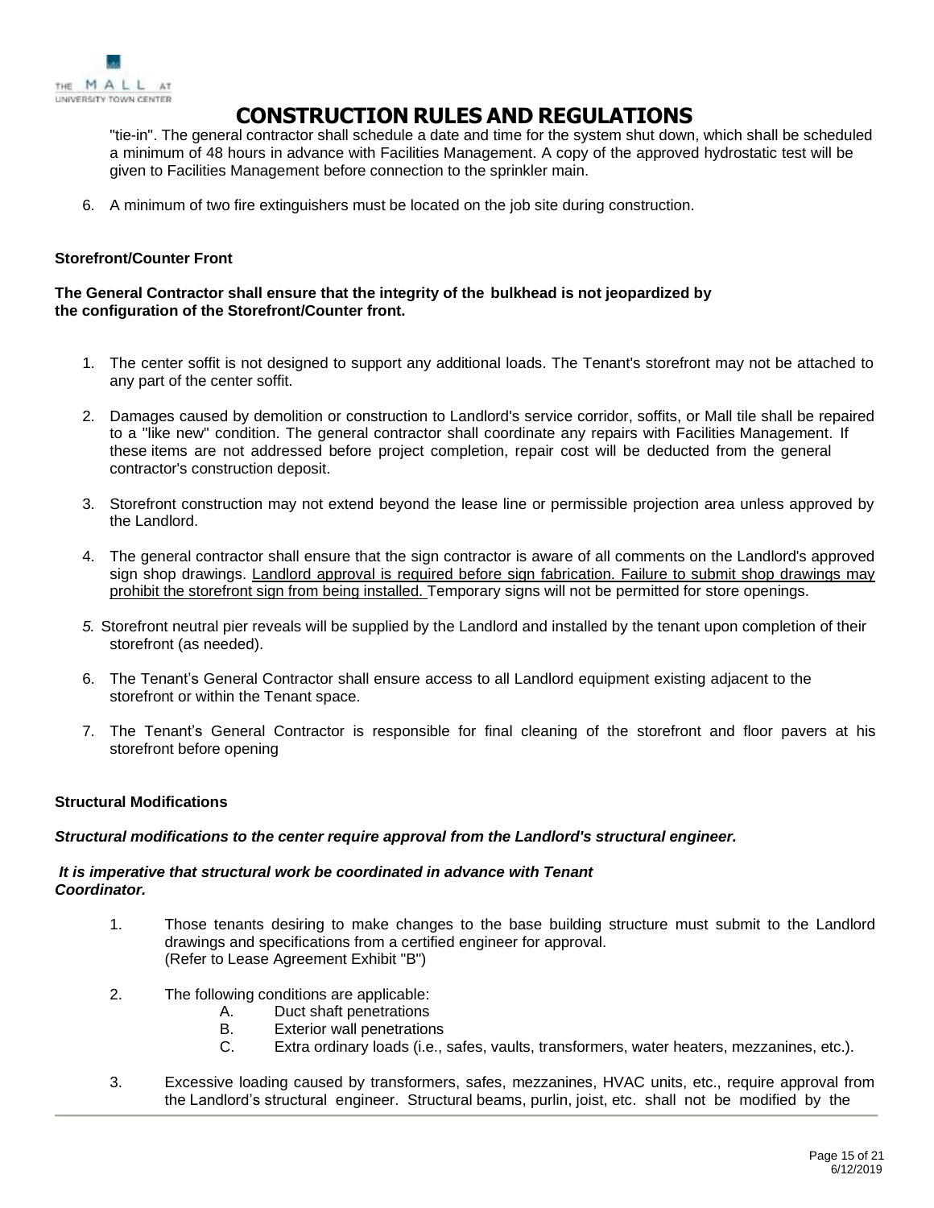"tie-in". The general contractor shall schedule a date and time for the system shut down, which shall be scheduled a minimum of 48 hours in advance with Facilities Management. A copy of the approved hydrostatic test will be given to Facilities Management before connection to the sprinkler main.

6. A minimum of two fire extinguishers must be located on the job site during construction.

**Storefront/Counter Front**

**The General Contractor shall ensure that the integrity of the bulkhead is not jeopardized by the configuration of the Storefront/Counter front.**

1. The center soffit is not designed to support any additional loads. The Tenant's storefront may not be attached to any part of the center soffit.
2. Damages caused by demolition or construction to Landlord's service corridor, soffits, or Mall tile shall be repaired to a "like new" condition. The general contractor shall coordinate any repairs with Facilities Management. If these items are not addressed before project completion, repair cost will be deducted from the general contractor's construction deposit.
3. Storefront construction may not extend beyond the lease line or permissible projection area unless approved by the Landlord.
4. The general contractor shall ensure that the sign contractor is aware of all comments on the Landlord's approved sign shop drawings. <u>Landlord approval is required before sign fabrication. Failure to submit shop drawings may prohibit the storefront sign from being installed.</u> Temporary signs will not be permitted for store openings.
5. Storefront neutral pier reveals will be supplied by the Landlord and installed by the tenant upon completion of their storefront (as needed).
6. The Tenant's General Contractor shall ensure access to all Landlord equipment existing adjacent to the storefront or within the Tenant space.
7. The Tenant's General Contractor is responsible for final cleaning of the storefront and floor pavers at his storefront before opening

**Structural Modifications**

***Structural modifications to the center require approval from the Landlord's structural engineer.***

***It is imperative that structural work be coordinated in advance with Tenant Coordinator.***

1. Those tenants desiring to make changes to the base building structure must submit to the Landlord drawings and specifications from a certified engineer for approval.
   (Refer to Lease Agreement Exhibit "B")
2. The following conditions are applicable:
   A. Duct shaft penetrations
   B. Exterior wall penetrations
   C. Extra ordinary loads (i.e., safes, vaults, transformers, water heaters, mezzanines, etc.).
3. Excessive loading caused by transformers, safes, mezzanines, HVAC units, etc., require approval from the Landlord's structural engineer. Structural beams, purlin, joist, etc. shall not be modified by the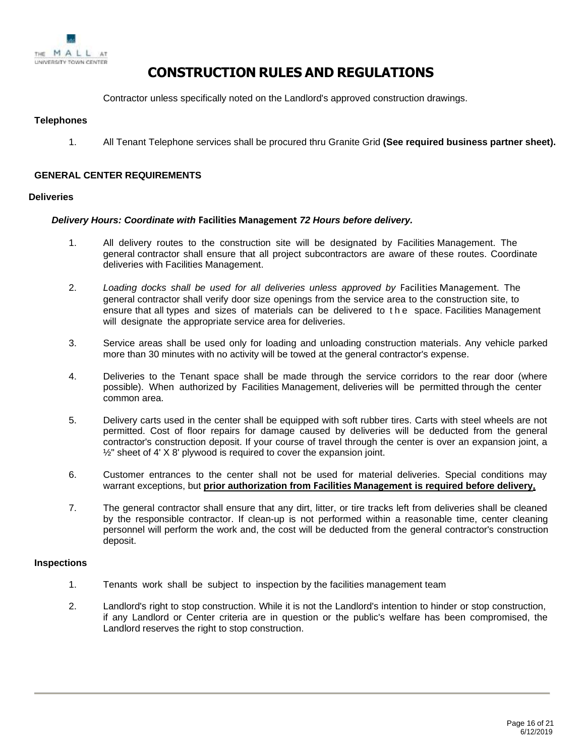# CONSTRUCTION RULES AND REGULATIONS

Contractor unless specifically noted on the Landlord's approved construction drawings.

**Telephones**

1. All Tenant Telephone services shall be procured thru Granite Grid **(See required business partner sheet).**

**GENERAL CENTER REQUIREMENTS**

**Deliveries**

***Delivery Hours: Coordinate with* Facilities Management *72 Hours before delivery.***

1. All delivery routes to the construction site will be designated by Facilities Management. The general contractor shall ensure that all project subcontractors are aware of these routes. Coordinate deliveries with Facilities Management.

2. *Loading docks shall be used for all deliveries unless approved by* Facilities Management*.* The general contractor shall verify door size openings from the service area to the construction site, to ensure that all types and sizes of materials can be delivered to the space. Facilities Management will designate the appropriate service area for deliveries.

3. Service areas shall be used only for loading and unloading construction materials. Any vehicle parked more than 30 minutes with no activity will be towed at the general contractor's expense.

4. Deliveries to the Tenant space shall be made through the service corridors to the rear door (where possible). When authorized by Facilities Management, deliveries will be permitted through the center common area.

5. Delivery carts used in the center shall be equipped with soft rubber tires. Carts with steel wheels are not permitted. Cost of floor repairs for damage caused by deliveries will be deducted from the general contractor's construction deposit. If your course of travel through the center is over an expansion joint, a ½" sheet of 4' X 8' plywood is required to cover the expansion joint.

6. Customer entrances to the center shall not be used for material deliveries. Special conditions may warrant exceptions, but **prior authorization from Facilities Management is required before delivery.**

7. The general contractor shall ensure that any dirt, litter, or tire tracks left from deliveries shall be cleaned by the responsible contractor. If clean-up is not performed within a reasonable time, center cleaning personnel will perform the work and, the cost will be deducted from the general contractor's construction deposit.

**Inspections**

1. Tenants work shall be subject to inspection by the facilities management team

2. Landlord's right to stop construction. While it is not the Landlord's intention to hinder or stop construction, if any Landlord or Center criteria are in question or the public's welfare has been compromised, the Landlord reserves the right to stop construction.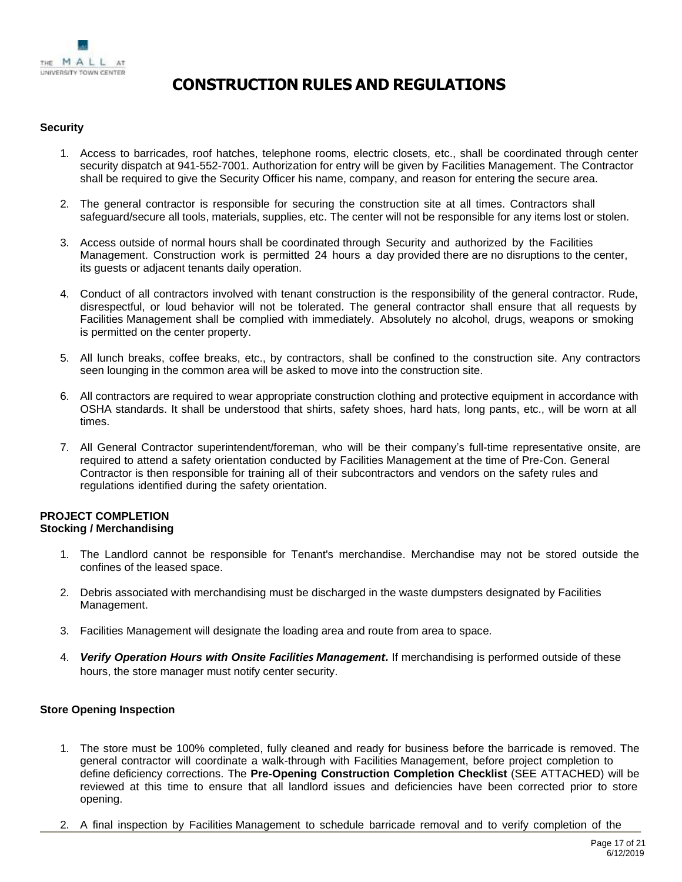# CONSTRUCTION RULES AND REGULATIONS

**Security**

1. Access to barricades, roof hatches, telephone rooms, electric closets, etc., shall be coordinated through center security dispatch at 941-552-7001. Authorization for entry will be given by Facilities Management. The Contractor shall be required to give the Security Officer his name, company, and reason for entering the secure area.

2. The general contractor is responsible for securing the construction site at all times. Contractors shall safeguard/secure all tools, materials, supplies, etc. The center will not be responsible for any items lost or stolen.

3. Access outside of normal hours shall be coordinated through Security and authorized by the Facilities Management. Construction work is permitted 24 hours a day provided there are no disruptions to the center, its guests or adjacent tenants daily operation.

4. Conduct of all contractors involved with tenant construction is the responsibility of the general contractor. Rude, disrespectful, or loud behavior will not be tolerated. The general contractor shall ensure that all requests by Facilities Management shall be complied with immediately. Absolutely no alcohol, drugs, weapons or smoking is permitted on the center property.

5. All lunch breaks, coffee breaks, etc., by contractors, shall be confined to the construction site. Any contractors seen lounging in the common area will be asked to move into the construction site.

6. All contractors are required to wear appropriate construction clothing and protective equipment in accordance with OSHA standards. It shall be understood that shirts, safety shoes, hard hats, long pants, etc., will be worn at all times.

7. All General Contractor superintendent/foreman, who will be their company's full-time representative onsite, are required to attend a safety orientation conducted by Facilities Management at the time of Pre-Con. General Contractor is then responsible for training all of their subcontractors and vendors on the safety rules and regulations identified during the safety orientation.

**PROJECT COMPLETION**
**Stocking / Merchandising**

1. The Landlord cannot be responsible for Tenant's merchandise. Merchandise may not be stored outside the confines of the leased space.

2. Debris associated with merchandising must be discharged in the waste dumpsters designated by Facilities Management.

3. Facilities Management will designate the loading area and route from area to space.

4. ***Verify Operation Hours with Onsite Facilities Management.*** If merchandising is performed outside of these hours, the store manager must notify center security.

**Store Opening Inspection**

1. The store must be 100% completed, fully cleaned and ready for business before the barricade is removed. The general contractor will coordinate a walk-through with Facilities Management, before project completion to define deficiency corrections. The **Pre-Opening Construction Completion Checklist** (SEE ATTACHED) will be reviewed at this time to ensure that all landlord issues and deficiencies have been corrected prior to store opening.

2. A final inspection by Facilities Management to schedule barricade removal and to verify completion of the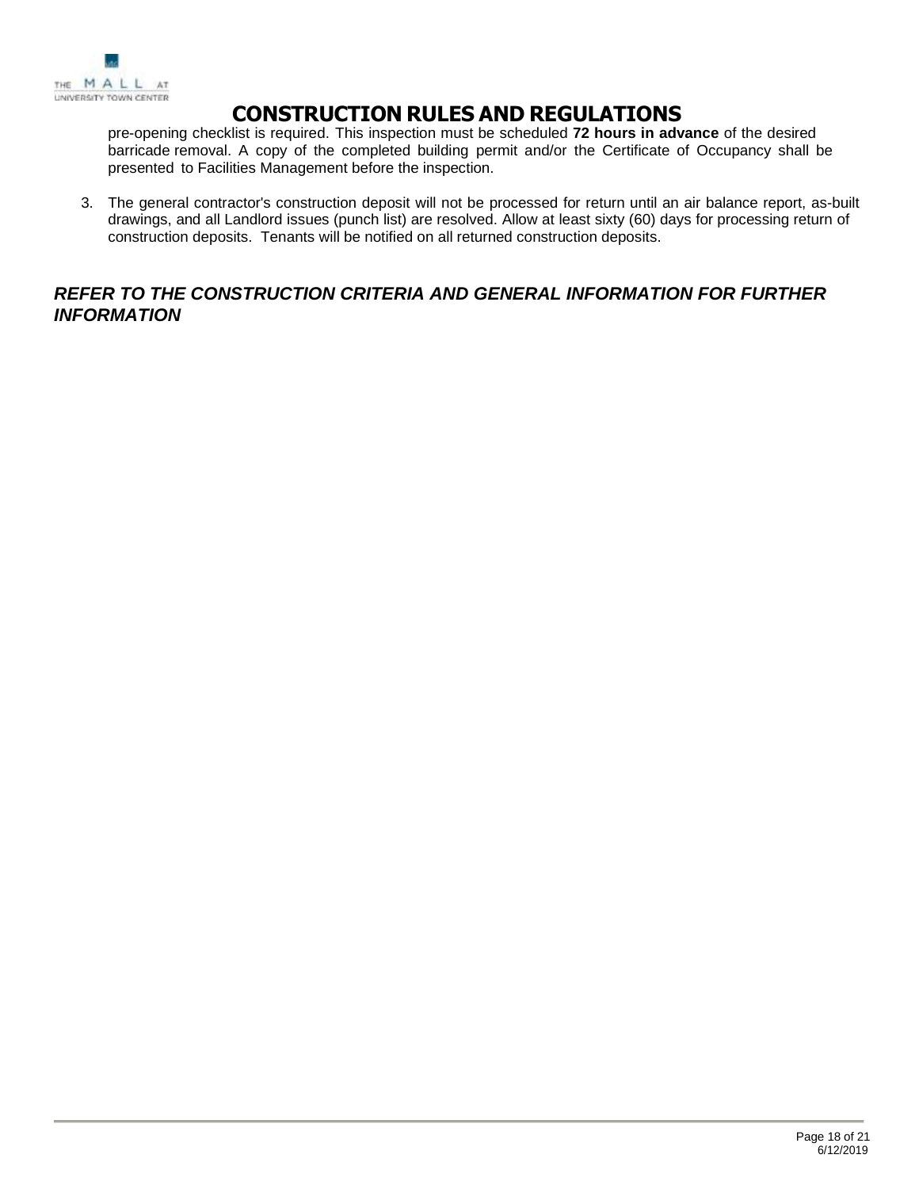# CONSTRUCTION RULES AND REGULATIONS

pre-opening checklist is required. This inspection must be scheduled **72 hours in advance** of the desired barricade removal. A copy of the completed building permit and/or the Certificate of Occupancy shall be presented to Facilities Management before the inspection.

3. The general contractor's construction deposit will not be processed for return until an air balance report, as-built drawings, and all Landlord issues (punch list) are resolved. Allow at least sixty (60) days for processing return of construction deposits. Tenants will be notified on all returned construction deposits.

***REFER TO THE CONSTRUCTION CRITERIA AND GENERAL INFORMATION FOR FURTHER INFORMATION***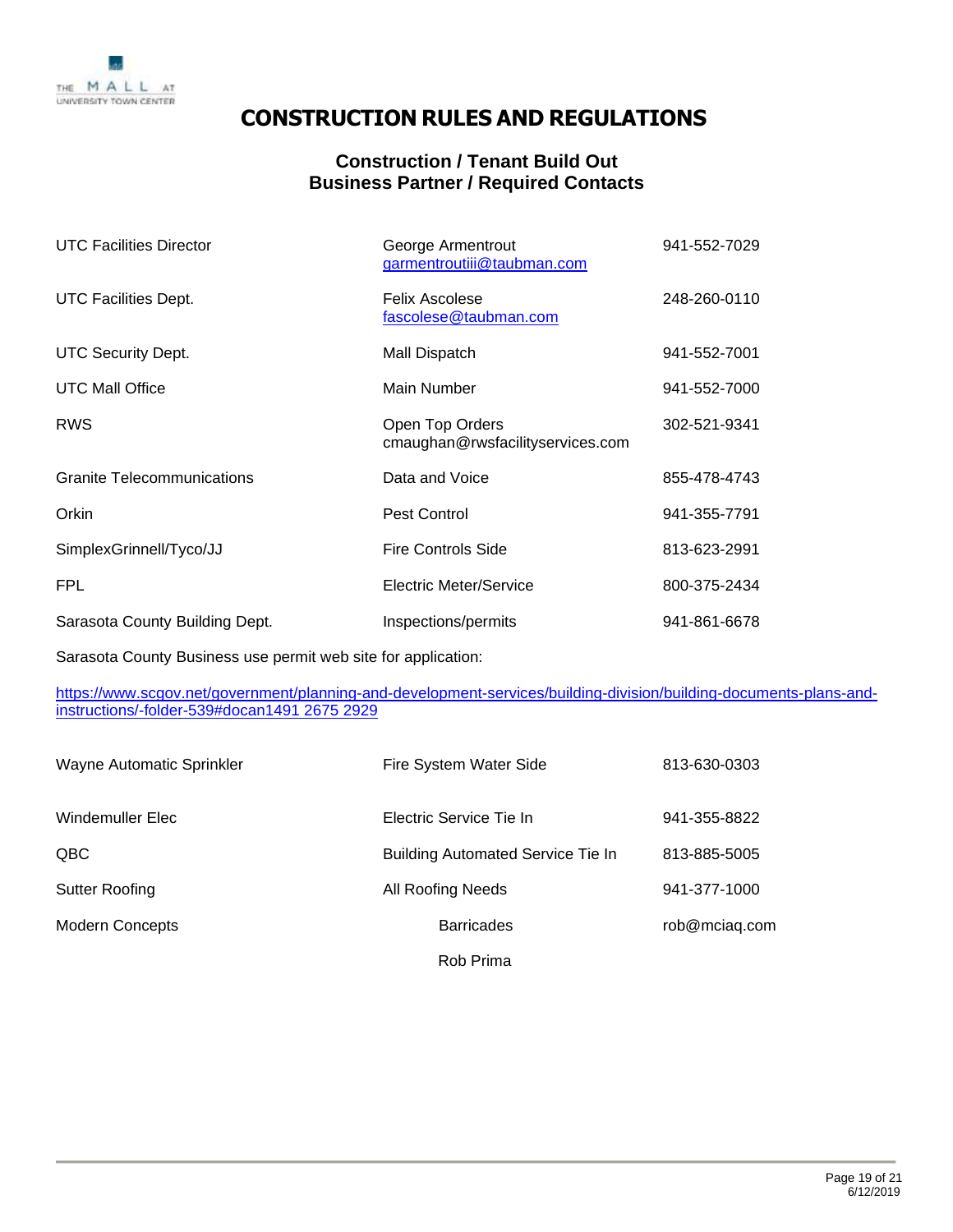# CONSTRUCTION RULES AND REGULATIONS

## Construction / Tenant Build Out
## Business Partner / Required Contacts

| | | |
|---|---|---|
| UTC Facilities Director | George Armentrout<br>garmentroutiii@taubman.com | 941-552-7029 |
| UTC Facilities Dept. | Felix Ascolese<br>fascolese@taubman.com | 248-260-0110 |
| UTC Security Dept. | Mall Dispatch | 941-552-7001 |
| UTC Mall Office | Main Number | 941-552-7000 |
| RWS | Open Top Orders<br>cmaughan@rwsfacilityservices.com | 302-521-9341 |
| Granite Telecommunications | Data and Voice | 855-478-4743 |
| Orkin | Pest Control | 941-355-7791 |
| SimplexGrinnell/Tyco/JJ | Fire Controls Side | 813-623-2991 |
| FPL | Electric Meter/Service | 800-375-2434 |
| Sarasota County Building Dept. | Inspections/permits | 941-861-6678 |

Sarasota County Business use permit web site for application:

https://www.scgov.net/government/planning-and-development-services/building-division/building-documents-plans-and-instructions/-folder-539#docan1491 2675 2929

| | | |
|---|---|---|
| Wayne Automatic Sprinkler | Fire System Water Side | 813-630-0303 |
| Windemuller Elec | Electric Service Tie In | 941-355-8822 |
| QBC | Building Automated Service Tie In | 813-885-5005 |
| Sutter Roofing | All Roofing Needs | 941-377-1000 |
| Modern Concepts | Barricades<br>Rob Prima | rob@mciaq.com |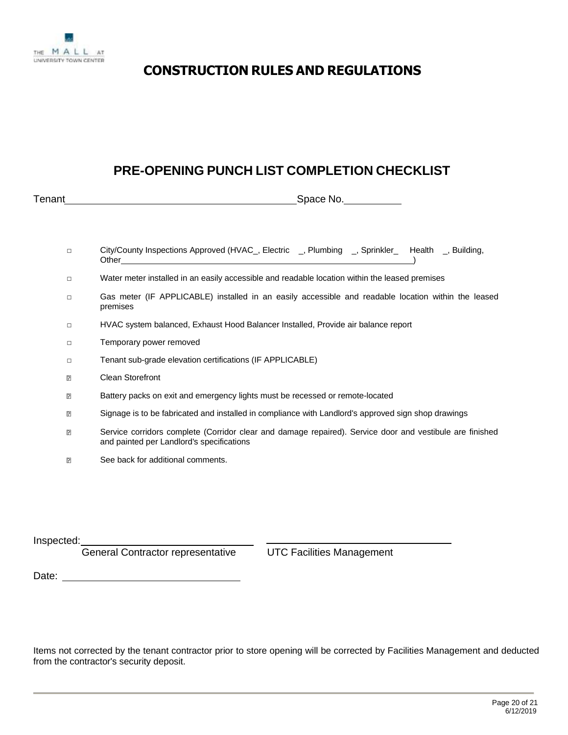THE MALL AT UNIVERSITY TOWN CENTER

# CONSTRUCTION RULES AND REGULATIONS

## PRE-OPENING PUNCH LIST COMPLETION CHECKLIST

Tenant\_\_\_\_\_\_\_\_\_\_\_\_\_\_\_\_\_\_\_\_\_\_\_\_\_\_\_\_\_\_\_\_\_\_\_\_\_\_\_\_Space No.\_\_\_\_\_\_\_\_\_\_

- ☐ City/County Inspections Approved (HVAC_, Electric _, Plumbing _, Sprinkler_ Health _, Building, Other\_\_\_\_\_\_\_\_\_\_\_\_\_\_\_\_\_\_\_\_\_\_\_\_\_\_\_\_\_\_\_\_\_\_\_\_\_\_\_\_\_\_\_\_\_\_\_\_\_\_\_\_\_\_\_\_)
- ☐ Water meter installed in an easily accessible and readable location within the leased premises
- ☐ Gas meter (IF APPLICABLE) installed in an easily accessible and readable location within the leased premises
- ☐ HVAC system balanced, Exhaust Hood Balancer Installed, Provide air balance report
- ☐ Temporary power removed
- ☐ Tenant sub-grade elevation certifications (IF APPLICABLE)
- ☐ Clean Storefront
- ☐ Battery packs on exit and emergency lights must be recessed or remote-located
- ☐ Signage is to be fabricated and installed in compliance with Landlord's approved sign shop drawings
- ☐ Service corridors complete (Corridor clear and damage repaired). Service door and vestibule are finished and painted per Landlord's specifications
- ☐ See back for additional comments.

Inspected:\_\_\_\_\_\_\_\_\_\_\_\_\_\_\_\_\_\_\_\_\_\_\_\_\_\_\_\_\_\_\_\_ \_\_\_\_\_\_\_\_\_\_\_\_\_\_\_\_\_\_\_\_\_\_\_\_\_\_\_\_\_\_\_\_

General Contractor representative UTC Facilities Management

Date: \_\_\_\_\_\_\_\_\_\_\_\_\_\_\_\_\_\_\_\_\_\_\_\_\_\_\_\_\_\_\_\_

Items not corrected by the tenant contractor prior to store opening will be corrected by Facilities Management and deducted from the contractor's security deposit.

6/12/2019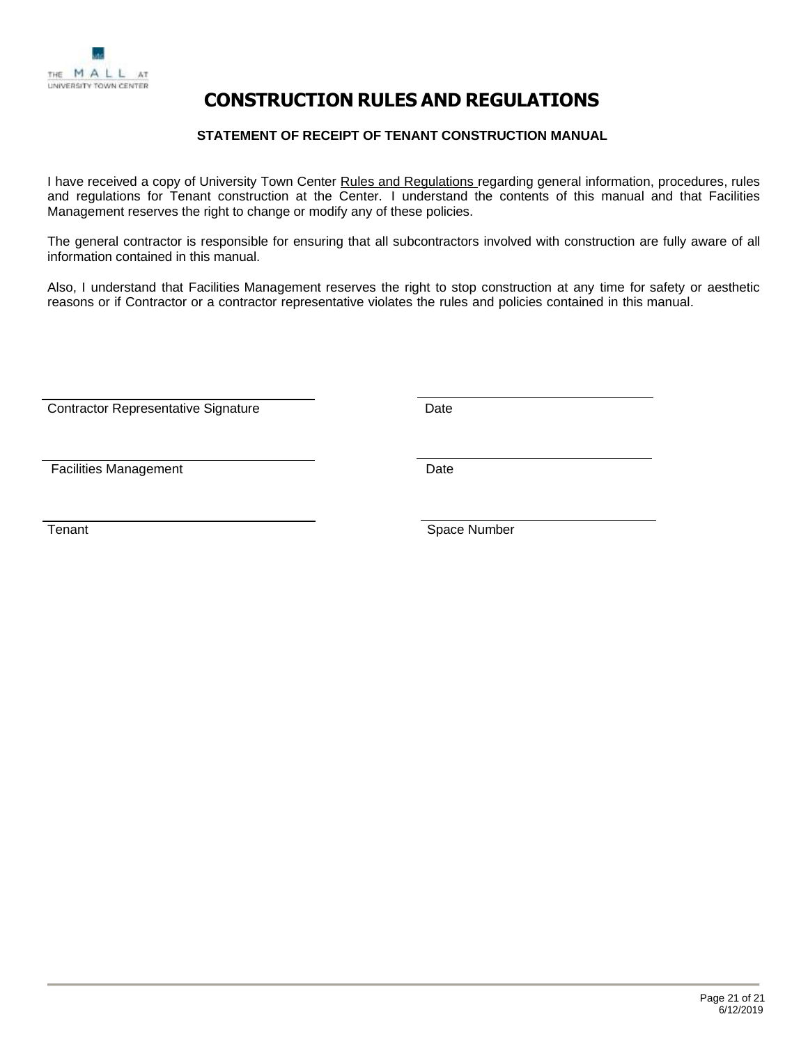# CONSTRUCTION RULES AND REGULATIONS

**STATEMENT OF RECEIPT OF TENANT CONSTRUCTION MANUAL**

I have received a copy of University Town Center Rules and Regulations regarding general information, procedures, rules and regulations for Tenant construction at the Center. I understand the contents of this manual and that Facilities Management reserves the right to change or modify any of these policies.

The general contractor is responsible for ensuring that all subcontractors involved with construction are fully aware of all information contained in this manual.

Also, I understand that Facilities Management reserves the right to stop construction at any time for safety or aesthetic reasons or if Contractor or a contractor representative violates the rules and policies contained in this manual.

\_\_\_\_\_\_\_\_\_\_\_\_\_\_\_\_\_\_\_\_\_\_\_\_\_\_\_\_\_\_ \_\_\_\_\_\_\_\_\_\_\_\_\_\_\_\_\_\_\_\_\_\_\_\_\_\_\_\_\_\_
Contractor Representative Signature Date

\_\_\_\_\_\_\_\_\_\_\_\_\_\_\_\_\_\_\_\_\_\_\_\_\_\_\_\_\_\_ \_\_\_\_\_\_\_\_\_\_\_\_\_\_\_\_\_\_\_\_\_\_\_\_\_\_\_\_\_\_
Facilities Management Date

\_\_\_\_\_\_\_\_\_\_\_\_\_\_\_\_\_\_\_\_\_\_\_\_\_\_\_\_\_\_ \_\_\_\_\_\_\_\_\_\_\_\_\_\_\_\_\_\_\_\_\_\_\_\_\_\_\_\_\_\_
Tenant Space Number

6/12/2019